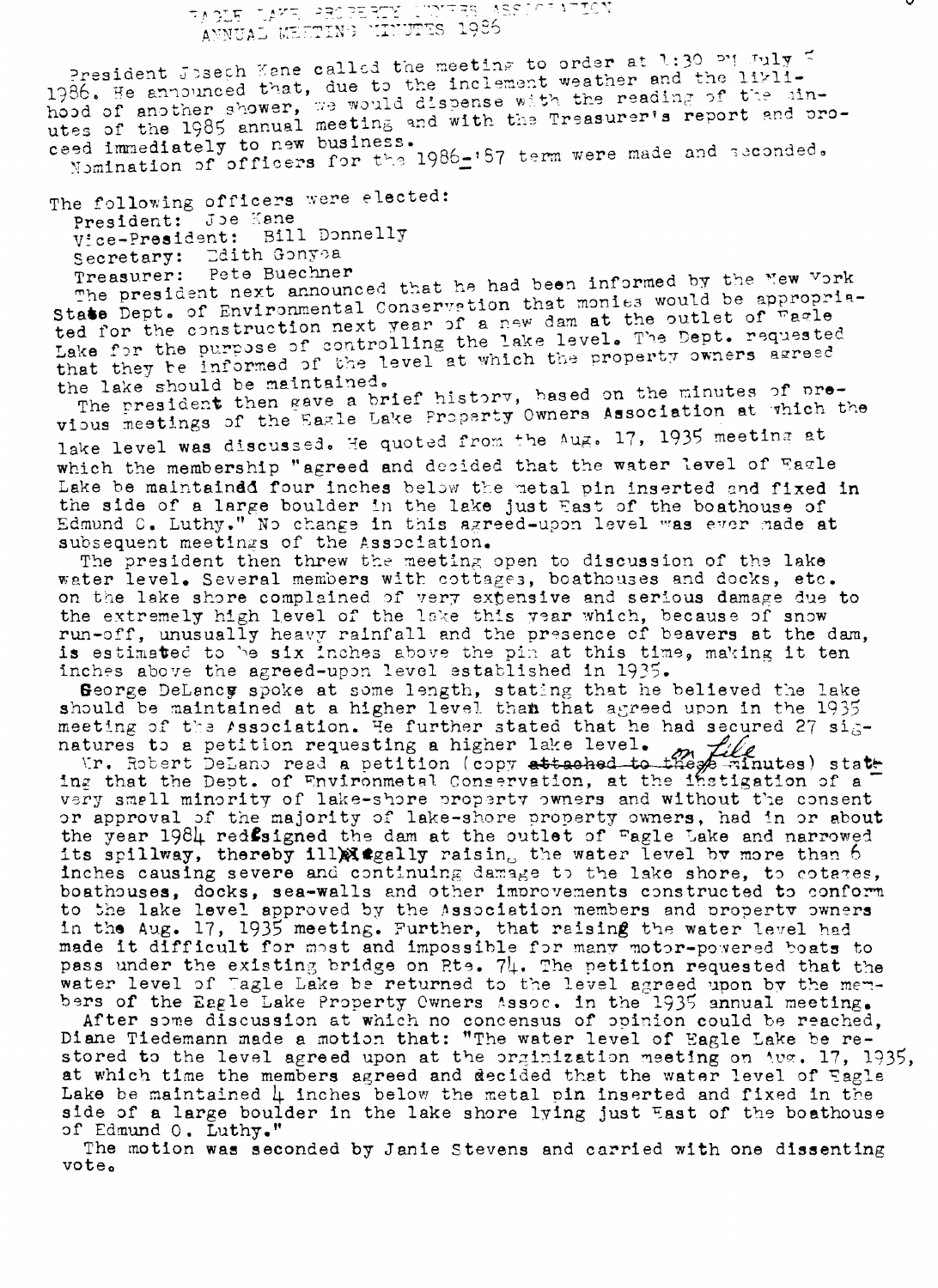# EAGLE LAKE PROPERTY OWNERS ASSOCIATION
## ANNUAL MEETING MINUTES 1986

President Joseph Kane called the meeting to order at 1:30 PM July 5 1986. He announced that, due to the inclement weather and the likelihood of another shower, we would dispense with the reading of the minutes of the 1985 annual meeting and with the Treasurer's report and proceed immediately to new business.

Nomination of officers for the 1986-'87 term were made and seconded.

The following officers were elected:

- President: Joe Kane
- Vice-President: Bill Donnelly
- Secretary: Edith Gonyea
- Treasurer: Pete Buechner

The president next announced that he had been informed by the New York State Dept. of Environmental Conservation that monies would be appropriated for the construction next year of a new dam at the outlet of Eagle Lake for the purpose of controlling the lake level. The Dept. requested that they be informed of the level at which the property owners agreed the lake should be maintained.

The president then gave a brief history, based on the minutes of previous meetings of the Eagle Lake Property Owners Association at which the lake level was discussed. He quoted from the Aug. 17, 1935 meeting at which the membership "agreed and decided that the water level of Eagle Lake be maintained four inches below the metal pin inserted and fixed in the side of a large boulder in the lake just East of the boathouse of Edmund C. Luthy." No change in this agreed-upon level was ever made at subsequent meetings of the Association.

The president then threw the meeting open to discussion of the lake water level. Several members with cottages, boathouses and docks, etc. on the lake shore complained of very extensive and serious damage due to the extremely high level of the lake this year which, because of snow run-off, unusually heavy rainfall and the presence of beavers at the dam, is estimated to be six inches above the pin at this time, making it ten inches above the agreed-upon level established in 1935.

George DeLancy spoke at some length, stating that he believed the lake should be maintained at a higher level than that agreed upon in the 1935 meeting of the Association. He further stated that he had secured 27 signatures to a petition requesting a higher lake level.

Mr. Robert DeLano read a petition (copy ~~attached to these minutes~~ on file) stating that the Dept. of Environmetal Conservation, at the instigation of a very small minority of lake-shore property owners and without the consent or approval of the majority of lake-shore property owners, had in or about the year 1984 redesigned the dam at the outlet of Eagle Lake and narrowed its spillway, thereby illegally raising the water level by more than 6 inches causing severe and continuing damage to the lake shore, to cotages, boathouses, docks, sea-walls and other improvements constructed to conform to the lake level approved by the Association members and property owners in the Aug. 17, 1935 meeting. Further, that raising the water level had made it difficult for most and impossible for many motor-powered boats to pass under the existing bridge on Rte. 74. The petition requested that the water level of Eagle Lake be returned to the level agreed upon by the members of the Eagle Lake Property Owners Assoc. in the 1935 annual meeting.

After some discussion at which no concensus of opinion could be reached, Diane Tiedemann made a motion that: "The water level of Eagle Lake be restored to the level agreed upon at the orginization meeting on Aug. 17, 1935, at which time the members agreed and decided that the water level of Eagle Lake be maintained 4 inches below the metal pin inserted and fixed in the side of a large boulder in the lake shore lying just East of the boathouse of Edmund O. Luthy."

The motion was seconded by Janie Stevens and carried with one dissenting vote.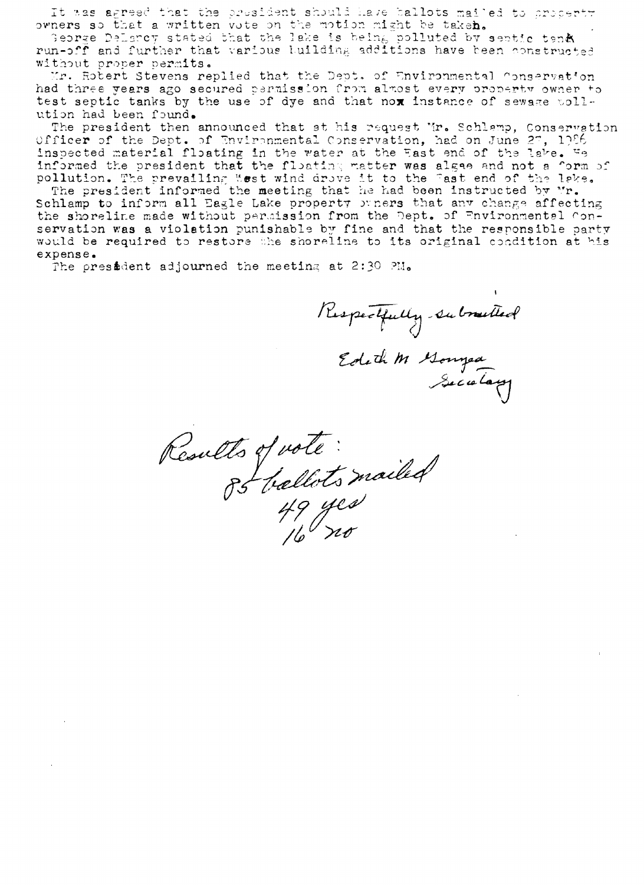It was agreed that the president should have ballots mailed to property owners so that a written vote on the motion might be taken.

George Delancy stated that the lake is being polluted by septic tank run-off and further that various building additions have been constructed without proper permits.

Mr. Robert Stevens replied that the Dept. of Environmental Conservation had three years ago secured permission from almost every property owner to test septic tanks by the use of dye and that now instance of sewage pollution had been found.

The president then announced that at his request Mr. Schlamp, Conservation Officer of the Dept. of Environmental Conservation, had on June 27, 1986 inspected material floating in the water at the East end of the lake. He informed the president that the floating matter was algae and not a form of pollution. The prevailing West wind drove it to the East end of the lake.

The president informed the meeting that he had been instructed by Mr. Schlamp to inform all Eagle Lake property owners that any change affecting the shoreline made without permission from the Dept. of Environmental Conservation was a violation punishable by fine and that the responsible party would be required to restore the shoreline to its original condition at his expense.

The president adjourned the meeting at 2:30 PM.

Respectfully submitted

Edith M Gonyea
Secretary

Results of vote:
85 ballots mailed
49 yes
16 no